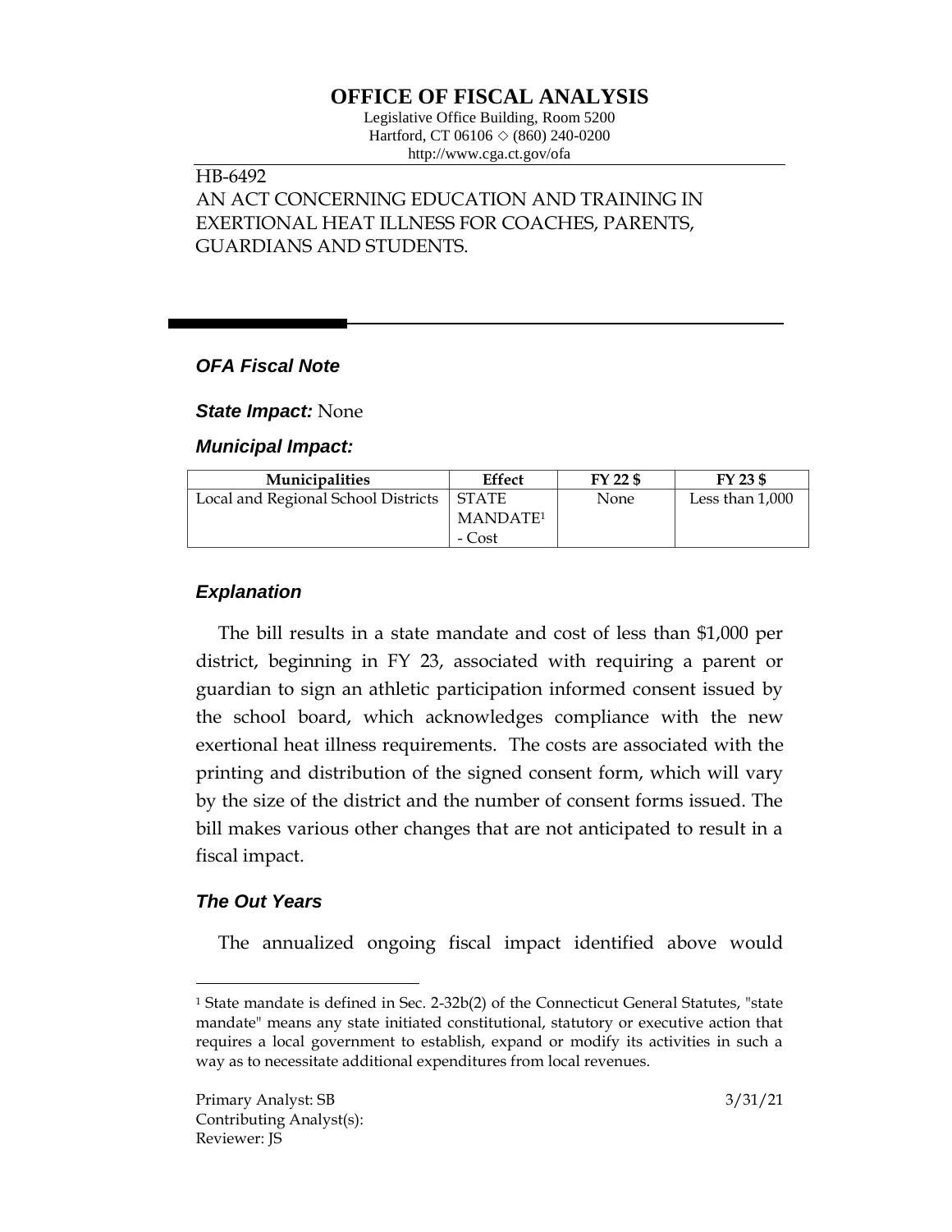# OFFICE OF FISCAL ANALYSIS

Legislative Office Building, Room 5200
Hartford, CT 06106 ◇ (860) 240-0200
http://www.cga.ct.gov/ofa

HB-6492
AN ACT CONCERNING EDUCATION AND TRAINING IN EXERTIONAL HEAT ILLNESS FOR COACHES, PARENTS, GUARDIANS AND STUDENTS.

## *OFA Fiscal Note*

***State Impact:*** None

***Municipal Impact:***

| Municipalities | Effect | FY 22 $ | FY 23 $ |
|---|---|---|---|
| Local and Regional School Districts | STATE MANDATE[1] - Cost | None | Less than 1,000 |

### *Explanation*

The bill results in a state mandate and cost of less than $1,000 per district, beginning in FY 23, associated with requiring a parent or guardian to sign an athletic participation informed consent issued by the school board, which acknowledges compliance with the new exertional heat illness requirements. The costs are associated with the printing and distribution of the signed consent form, which will vary by the size of the district and the number of consent forms issued. The bill makes various other changes that are not anticipated to result in a fiscal impact.

### *The Out Years*

The annualized ongoing fiscal impact identified above would

[1] State mandate is defined in Sec. 2-32b(2) of the Connecticut General Statutes, "state mandate" means any state initiated constitutional, statutory or executive action that requires a local government to establish, expand or modify its activities in such a way as to necessitate additional expenditures from local revenues.

Primary Analyst: SB
Contributing Analyst(s):
Reviewer: JS

3/31/21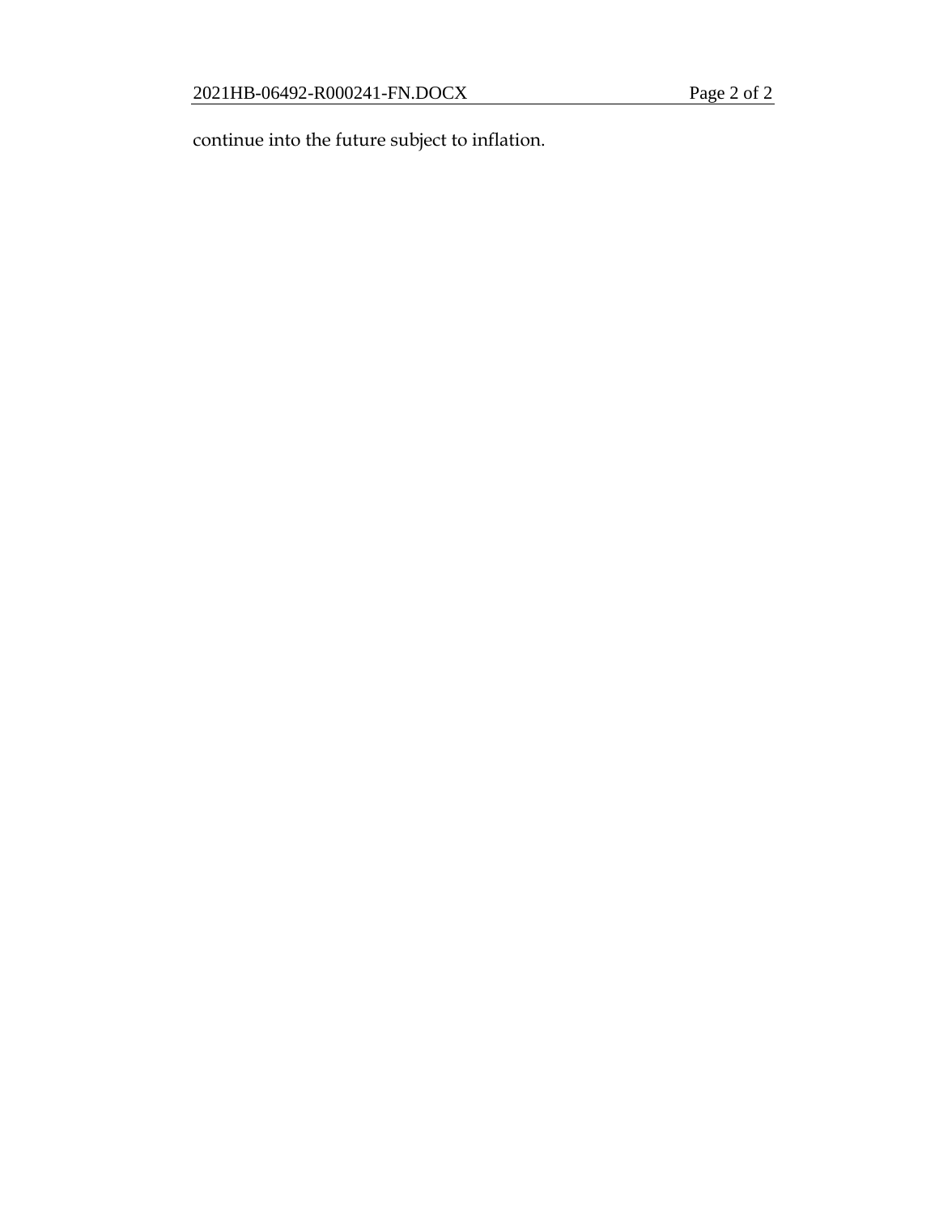continue into the future subject to inflation.